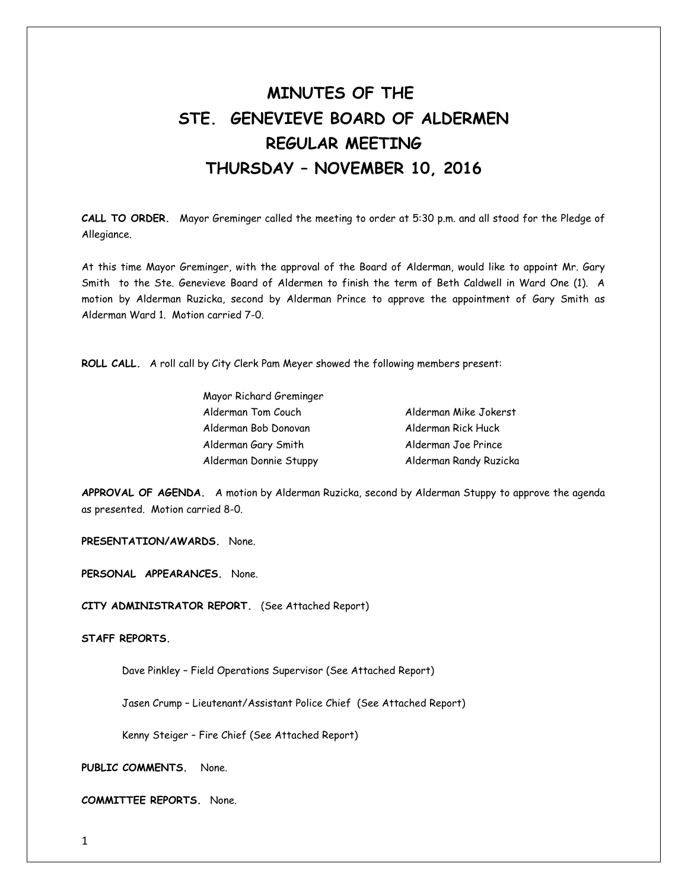# MINUTES OF THE
# STE. GENEVIEVE BOARD OF ALDERMEN
# REGULAR MEETING
# THURSDAY – NOVEMBER 10, 2016

**CALL TO ORDER.** Mayor Greminger called the meeting to order at 5:30 p.m. and all stood for the Pledge of Allegiance.

At this time Mayor Greminger, with the approval of the Board of Alderman, would like to appoint Mr. Gary Smith to the Ste. Genevieve Board of Aldermen to finish the term of Beth Caldwell in Ward One (1). A motion by Alderman Ruzicka, second by Alderman Prince to approve the appointment of Gary Smith as Alderman Ward 1. Motion carried 7-0.

**ROLL CALL.** A roll call by City Clerk Pam Meyer showed the following members present:

Mayor Richard Greminger
Alderman Tom Couch
Alderman Mike Jokerst
Alderman Bob Donovan
Alderman Rick Huck
Alderman Gary Smith
Alderman Joe Prince
Alderman Donnie Stuppy
Alderman Randy Ruzicka

**APPROVAL OF AGENDA.** A motion by Alderman Ruzicka, second by Alderman Stuppy to approve the agenda as presented. Motion carried 8-0.

**PRESENTATION/AWARDS.** None.

**PERSONAL APPEARANCES.** None.

**CITY ADMINISTRATOR REPORT.** (See Attached Report)

**STAFF REPORTS.**

Dave Pinkley – Field Operations Supervisor (See Attached Report)

Jasen Crump – Lieutenant/Assistant Police Chief (See Attached Report)

Kenny Steiger – Fire Chief (See Attached Report)

**PUBLIC COMMENTS.** None.

**COMMITTEE REPORTS.** None.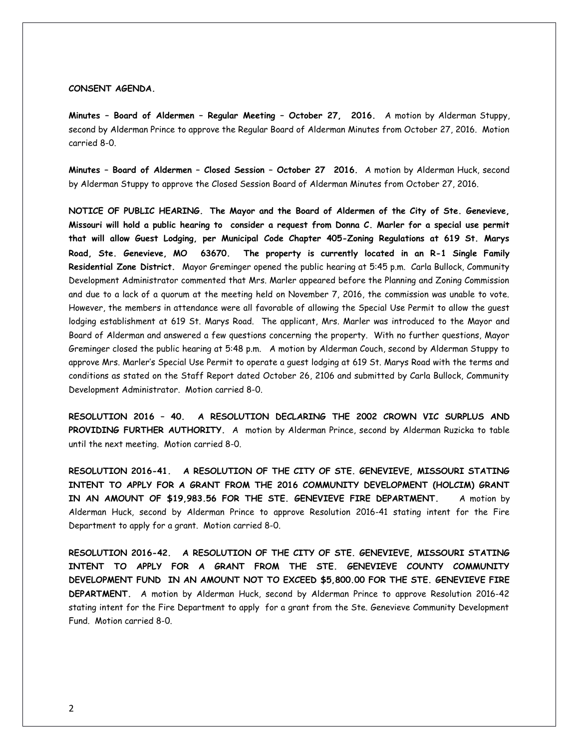**CONSENT AGENDA.**

**Minutes – Board of Aldermen – Regular Meeting – October 27, 2016.** A motion by Alderman Stuppy, second by Alderman Prince to approve the Regular Board of Alderman Minutes from October 27, 2016. Motion carried 8-0.

**Minutes – Board of Aldermen – Closed Session – October 27 2016.** A motion by Alderman Huck, second by Alderman Stuppy to approve the Closed Session Board of Alderman Minutes from October 27, 2016.

**NOTICE OF PUBLIC HEARING. The Mayor and the Board of Aldermen of the City of Ste. Genevieve, Missouri will hold a public hearing to consider a request from Donna C. Marler for a special use permit that will allow Guest Lodging, per Municipal Code Chapter 405-Zoning Regulations at 619 St. Marys Road, Ste. Genevieve, MO 63670. The property is currently located in an R-1 Single Family Residential Zone District.** Mayor Greminger opened the public hearing at 5:45 p.m. Carla Bullock, Community Development Administrator commented that Mrs. Marler appeared before the Planning and Zoning Commission and due to a lack of a quorum at the meeting held on November 7, 2016, the commission was unable to vote. However, the members in attendance were all favorable of allowing the Special Use Permit to allow the guest lodging establishment at 619 St. Marys Road. The applicant, Mrs. Marler was introduced to the Mayor and Board of Alderman and answered a few questions concerning the property. With no further questions, Mayor Greminger closed the public hearing at 5:48 p.m. A motion by Alderman Couch, second by Alderman Stuppy to approve Mrs. Marler's Special Use Permit to operate a guest lodging at 619 St. Marys Road with the terms and conditions as stated on the Staff Report dated October 26, 2106 and submitted by Carla Bullock, Community Development Administrator. Motion carried 8-0.

**RESOLUTION 2016 – 40. A RESOLUTION DECLARING THE 2002 CROWN VIC SURPLUS AND PROVIDING FURTHER AUTHORITY.** A motion by Alderman Prince, second by Alderman Ruzicka to table until the next meeting. Motion carried 8-0.

**RESOLUTION 2016-41. A RESOLUTION OF THE CITY OF STE. GENEVIEVE, MISSOURI STATING INTENT TO APPLY FOR A GRANT FROM THE 2016 COMMUNITY DEVELOPMENT (HOLCIM) GRANT IN AN AMOUNT OF $19,983.56 FOR THE STE. GENEVIEVE FIRE DEPARTMENT.** A motion by Alderman Huck, second by Alderman Prince to approve Resolution 2016-41 stating intent for the Fire Department to apply for a grant. Motion carried 8-0.

**RESOLUTION 2016-42. A RESOLUTION OF THE CITY OF STE. GENEVIEVE, MISSOURI STATING INTENT TO APPLY FOR A GRANT FROM THE STE. GENEVIEVE COUNTY COMMUNITY DEVELOPMENT FUND IN AN AMOUNT NOT TO EXCEED $5,800.00 FOR THE STE. GENEVIEVE FIRE DEPARTMENT.** A motion by Alderman Huck, second by Alderman Prince to approve Resolution 2016-42 stating intent for the Fire Department to apply for a grant from the Ste. Genevieve Community Development Fund. Motion carried 8-0.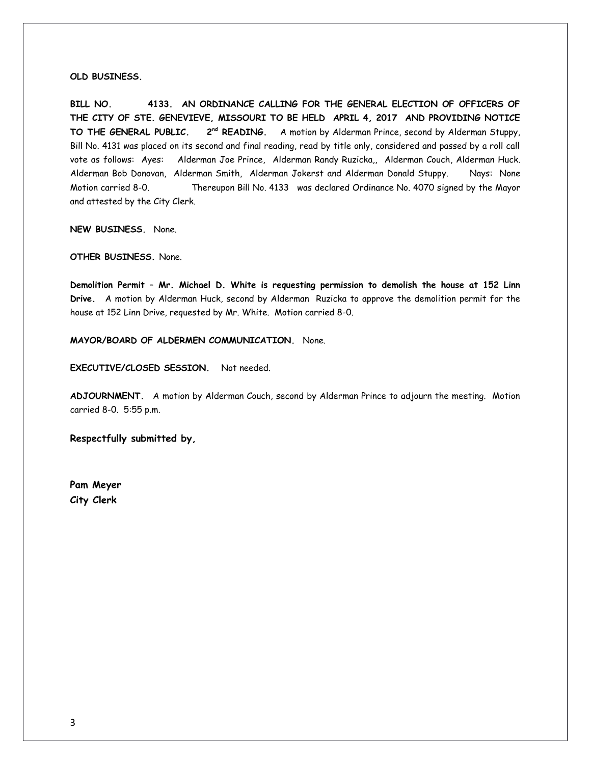**OLD BUSINESS.**

**BILL NO. 4133. AN ORDINANCE CALLING FOR THE GENERAL ELECTION OF OFFICERS OF THE CITY OF STE. GENEVIEVE, MISSOURI TO BE HELD APRIL 4, 2017 AND PROVIDING NOTICE TO THE GENERAL PUBLIC. 2nd READING.** A motion by Alderman Prince, second by Alderman Stuppy, Bill No. 4131 was placed on its second and final reading, read by title only, considered and passed by a roll call vote as follows: Ayes: Alderman Joe Prince, Alderman Randy Ruzicka,, Alderman Couch, Alderman Huck. Alderman Bob Donovan, Alderman Smith, Alderman Jokerst and Alderman Donald Stuppy. Nays: None Motion carried 8-0. Thereupon Bill No. 4133 was declared Ordinance No. 4070 signed by the Mayor and attested by the City Clerk.

**NEW BUSINESS.** None.

**OTHER BUSINESS.** None.

**Demolition Permit – Mr. Michael D. White is requesting permission to demolish the house at 152 Linn Drive.** A motion by Alderman Huck, second by Alderman Ruzicka to approve the demolition permit for the house at 152 Linn Drive, requested by Mr. White. Motion carried 8-0.

**MAYOR/BOARD OF ALDERMEN COMMUNICATION.** None.

**EXECUTIVE/CLOSED SESSION.** Not needed.

**ADJOURNMENT.** A motion by Alderman Couch, second by Alderman Prince to adjourn the meeting. Motion carried 8-0. 5:55 p.m.

**Respectfully submitted by,**

**Pam Meyer**
**City Clerk**